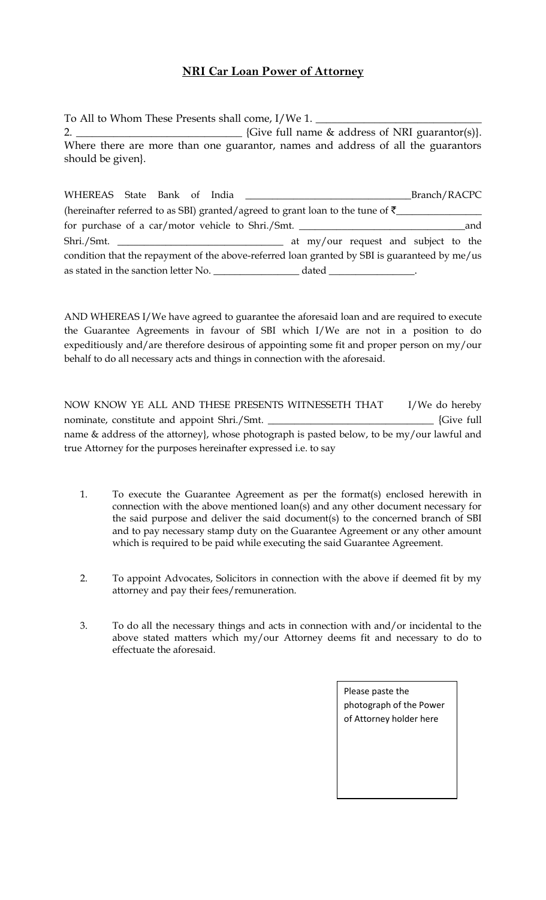# **NRI Car Loan Power of Attorney**

To All to Whom These Presents shall come, I/We 1. _______________________________
2. _______________________________ {Give full name & address of NRI guarantor(s)}. Where there are more than one guarantor, names and address of all the guarantors should be given}.

WHEREAS State Bank of India ________________________________Branch/RACPC (hereinafter referred to as SBI) granted/agreed to grant loan to the tune of ₹________________ for purchase of a car/motor vehicle to Shri./Smt. _________________________________and Shri./Smt. _________________________________ at my/our request and subject to the condition that the repayment of the above-referred loan granted by SBI is guaranteed by me/us as stated in the sanction letter No. ________________ dated ________________.

AND WHEREAS I/We have agreed to guarantee the aforesaid loan and are required to execute the Guarantee Agreements in favour of SBI which I/We are not in a position to do expeditiously and/are therefore desirous of appointing some fit and proper person on my/our behalf to do all necessary acts and things in connection with the aforesaid.

NOW KNOW YE ALL AND THESE PRESENTS WITNESSETH THAT I/We do hereby nominate, constitute and appoint Shri./Smt. ________________________________ {Give full name & address of the attorney}, whose photograph is pasted below, to be my/our lawful and true Attorney for the purposes hereinafter expressed i.e. to say

1. To execute the Guarantee Agreement as per the format(s) enclosed herewith in connection with the above mentioned loan(s) and any other document necessary for the said purpose and deliver the said document(s) to the concerned branch of SBI and to pay necessary stamp duty on the Guarantee Agreement or any other amount which is required to be paid while executing the said Guarantee Agreement.

2. To appoint Advocates, Solicitors in connection with the above if deemed fit by my attorney and pay their fees/remuneration.

3. To do all the necessary things and acts in connection with and/or incidental to the above stated matters which my/our Attorney deems fit and necessary to do to effectuate the aforesaid.

| Please paste the photograph of the Power of Attorney holder here |
| --- |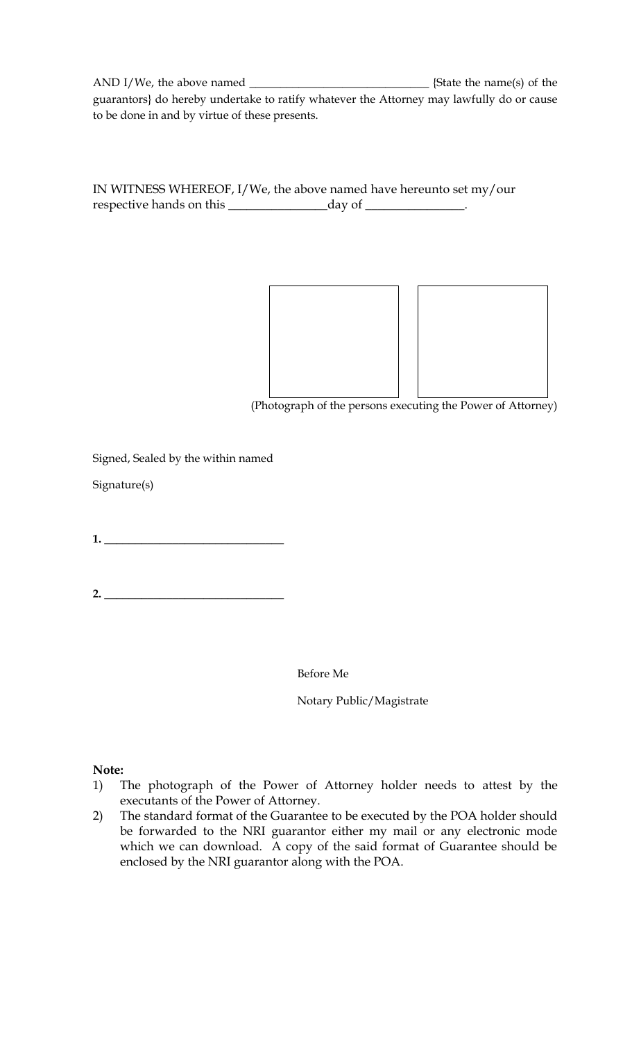AND I/We, the above named ______________________________ {State the name(s) of the guarantors} do hereby undertake to ratify whatever the Attorney may lawfully do or cause to be done in and by virtue of these presents.

IN WITNESS WHEREOF, I/We, the above named have hereunto set my/our respective hands on this ________________day of ________________.

(Photograph of the persons executing the Power of Attorney)

Signed, Sealed by the within named

Signature(s)

**1.** ______________________________

**2.** ______________________________

Before Me

Notary Public/Magistrate

**Note:**

1) The photograph of the Power of Attorney holder needs to attest by the executants of the Power of Attorney.
2) The standard format of the Guarantee to be executed by the POA holder should be forwarded to the NRI guarantor either my mail or any electronic mode which we can download. A copy of the said format of Guarantee should be enclosed by the NRI guarantor along with the POA.